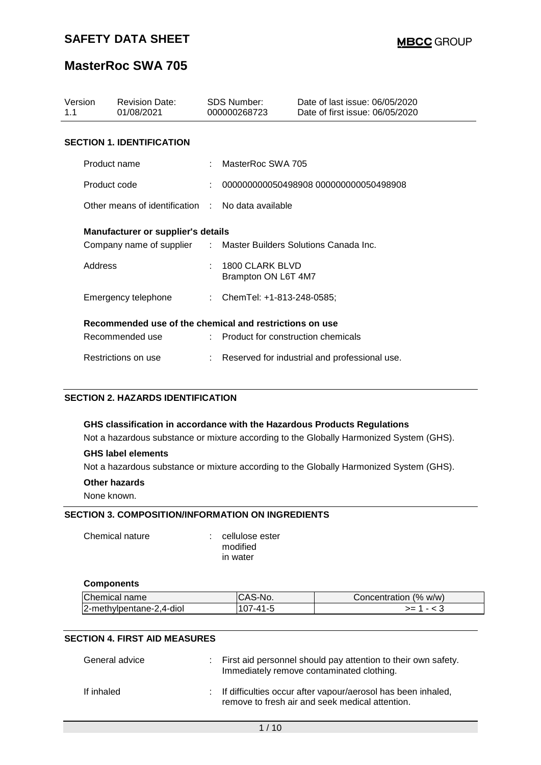# SAFETY DATA SHEET

**MBCC GROUP**

## MasterRoc SWA 705

| Version | Revision Date: | SDS Number: | Date of last issue: 06/05/2020 |
|---|---|---|---|
| 1.1 | 01/08/2021 | 000000268723 | Date of first issue: 06/05/2020 |

### SECTION 1. IDENTIFICATION

Product name : MasterRoc SWA 705

Product code : 000000000050498908 000000000050498908

Other means of identification : No data available

**Manufacturer or supplier's details**

Company name of supplier : Master Builders Solutions Canada Inc.

Address : 1800 CLARK BLVD
Brampton ON L6T 4M7

Emergency telephone : ChemTel: +1-813-248-0585;

**Recommended use of the chemical and restrictions on use**

Recommended use : Product for construction chemicals

Restrictions on use : Reserved for industrial and professional use.

### SECTION 2. HAZARDS IDENTIFICATION

**GHS classification in accordance with the Hazardous Products Regulations**

Not a hazardous substance or mixture according to the Globally Harmonized System (GHS).

**GHS label elements**

Not a hazardous substance or mixture according to the Globally Harmonized System (GHS).

**Other hazards**

None known.

### SECTION 3. COMPOSITION/INFORMATION ON INGREDIENTS

Chemical nature : cellulose ester
modified
in water

**Components**

| Chemical name | CAS-No. | Concentration (% w/w) |
|---|---|---|
| 2-methylpentane-2,4-diol | 107-41-5 | >= 1 - < 3 |

### SECTION 4. FIRST AID MEASURES

General advice : First aid personnel should pay attention to their own safety. Immediately remove contaminated clothing.

If inhaled : If difficulties occur after vapour/aerosol has been inhaled, remove to fresh air and seek medical attention.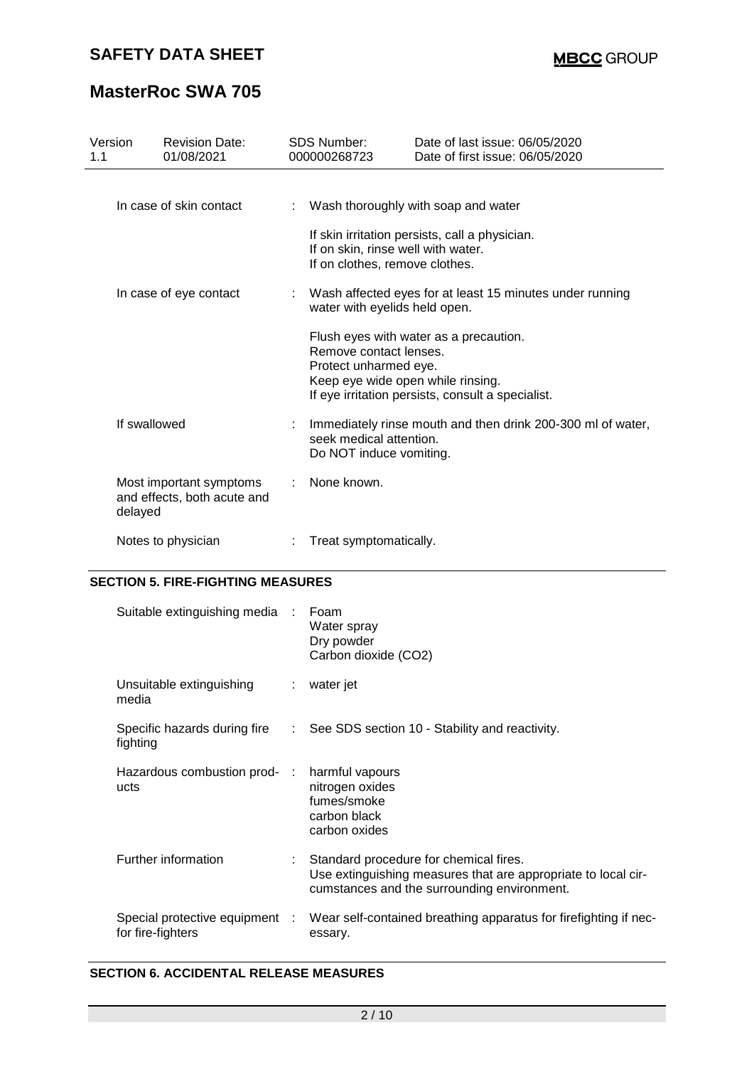| Version | Revision Date: | SDS Number: | Date of last issue: 06/05/2020 |
|---|---|---|---|
| 1.1 | 01/08/2021 | 000000268723 | Date of first issue: 06/05/2020 |

| | | |
|---|---|---|
| In case of skin contact | : | Wash thoroughly with soap and water<br><br>If skin irritation persists, call a physician.<br>If on skin, rinse well with water.<br>If on clothes, remove clothes. |
| In case of eye contact | : | Wash affected eyes for at least 15 minutes under running water with eyelids held open.<br><br>Flush eyes with water as a precaution.<br>Remove contact lenses.<br>Protect unharmed eye.<br>Keep eye wide open while rinsing.<br>If eye irritation persists, consult a specialist. |
| If swallowed | : | Immediately rinse mouth and then drink 200-300 ml of water, seek medical attention.<br>Do NOT induce vomiting. |
| Most important symptoms and effects, both acute and delayed | : | None known. |
| Notes to physician | : | Treat symptomatically. |

## SECTION 5. FIRE-FIGHTING MEASURES

| | | |
|---|---|---|
| Suitable extinguishing media | : | Foam<br>Water spray<br>Dry powder<br>Carbon dioxide ($CO_2$) |
| Unsuitable extinguishing media | : | water jet |
| Specific hazards during fire fighting | : | See SDS section 10 - Stability and reactivity. |
| Hazardous combustion products | : | harmful vapours<br>nitrogen oxides<br>fumes/smoke<br>carbon black<br>carbon oxides |
| Further information | : | Standard procedure for chemical fires.<br>Use extinguishing measures that are appropriate to local circumstances and the surrounding environment. |
| Special protective equipment for fire-fighters | : | Wear self-contained breathing apparatus for firefighting if necessary. |

## SECTION 6. ACCIDENTAL RELEASE MEASURES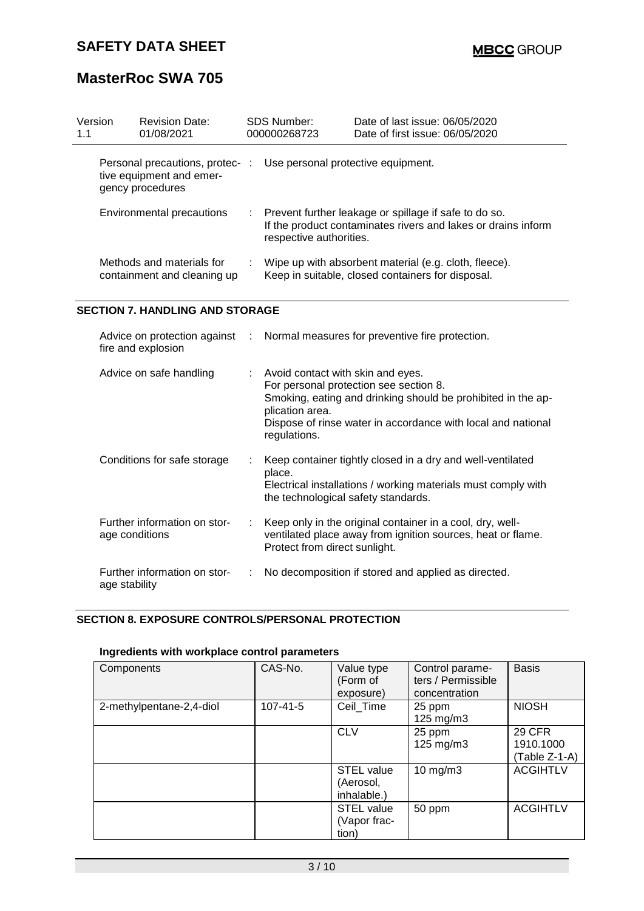| Version 1.1 | Revision Date: 01/08/2021 | SDS Number: 000000268723 | Date of last issue: 06/05/2020<br>Date of first issue: 06/05/2020 |
|---|---|---|---|

Personal precautions, protective equipment and emergency procedures : Use personal protective equipment.

Environmental precautions : Prevent further leakage or spillage if safe to do so.
If the product contaminates rivers and lakes or drains inform respective authorities.

Methods and materials for containment and cleaning up : Wipe up with absorbent material (e.g. cloth, fleece).
Keep in suitable, closed containers for disposal.

## SECTION 7. HANDLING AND STORAGE

Advice on protection against fire and explosion : Normal measures for preventive fire protection.

Advice on safe handling : Avoid contact with skin and eyes.
For personal protection see section 8.
Smoking, eating and drinking should be prohibited in the application area.
Dispose of rinse water in accordance with local and national regulations.

Conditions for safe storage : Keep container tightly closed in a dry and well-ventilated place.
Electrical installations / working materials must comply with the technological safety standards.

Further information on storage conditions : Keep only in the original container in a cool, dry, well-ventilated place away from ignition sources, heat or flame.
Protect from direct sunlight.

Further information on storage stability : No decomposition if stored and applied as directed.

## SECTION 8. EXPOSURE CONTROLS/PERSONAL PROTECTION

### Ingredients with workplace control parameters

| Components | CAS-No. | Value type (Form of exposure) | Control parameters / Permissible concentration | Basis |
|---|---|---|---|---|
| 2-methylpentane-2,4-diol | 107-41-5 | Ceil_Time | 25 ppm<br>125 mg/m3 | NIOSH |
| | | CLV | 25 ppm<br>125 mg/m3 | 29 CFR 1910.1000 (Table Z-1-A) |
| | | STEL value (Aerosol, inhalable.) | 10 mg/m3 | ACGIHTLV |
| | | STEL value (Vapor fraction) | 50 ppm | ACGIHTLV |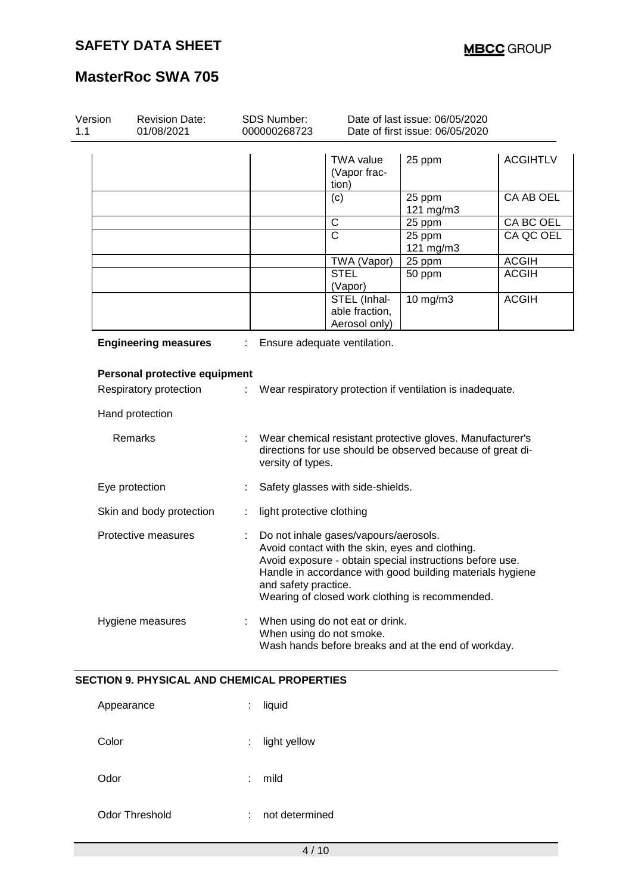| Version 1.1 | Revision Date: 01/08/2021 | SDS Number: 000000268723 | Date of last issue: 06/05/2020<br>Date of first issue: 06/05/2020 |
|---|---|---|---|

| | | | | |
|---|---|---|---|---|
| | | TWA value (Vapor fraction) | 25 ppm | ACGIHTLV |
| | | (c) | 25 ppm<br>121 mg/m3 | CA AB OEL |
| | | C | 25 ppm | CA BC OEL |
| | | C | 25 ppm<br>121 mg/m3 | CA QC OEL |
| | | TWA (Vapor) | 25 ppm | ACGIH |
| | | STEL (Vapor) | 50 ppm | ACGIH |
| | | STEL (Inhalable fraction, Aerosol only) | 10 mg/m3 | ACGIH |

**Engineering measures** : Ensure adequate ventilation.

**Personal protective equipment**

Respiratory protection : Wear respiratory protection if ventilation is inadequate.

Hand protection

Remarks : Wear chemical resistant protective gloves. Manufacturer's directions for use should be observed because of great diversity of types.

Eye protection : Safety glasses with side-shields.

Skin and body protection : light protective clothing

Protective measures : Do not inhale gases/vapours/aerosols.
Avoid contact with the skin, eyes and clothing.
Avoid exposure - obtain special instructions before use.
Handle in accordance with good building materials hygiene and safety practice.
Wearing of closed work clothing is recommended.

Hygiene measures : When using do not eat or drink.
When using do not smoke.
Wash hands before breaks and at the end of workday.

## SECTION 9. PHYSICAL AND CHEMICAL PROPERTIES

Appearance : liquid

Color : light yellow

Odor : mild

Odor Threshold : not determined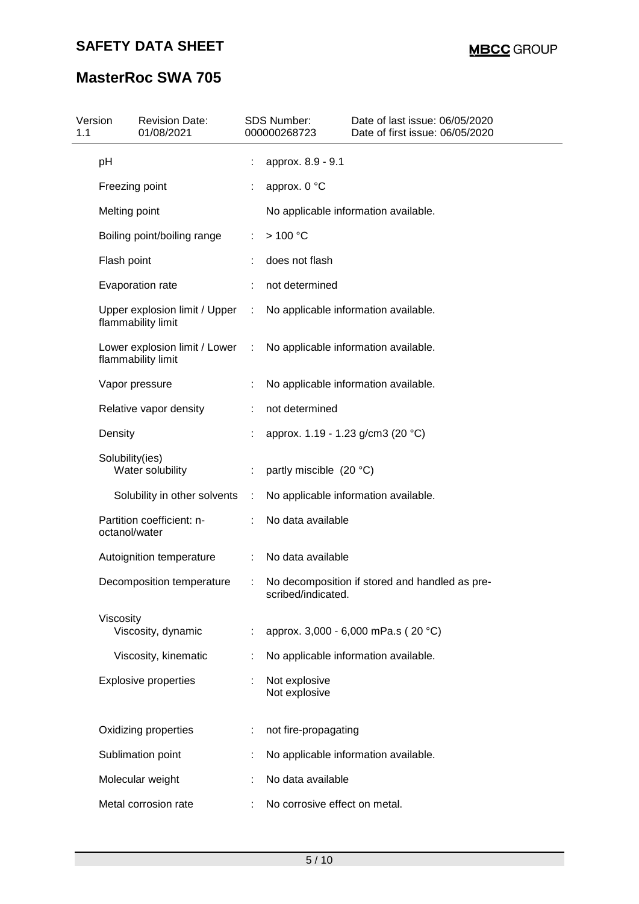| Property | | Value |
|---|---|---|
| pH | : | approx. 8.9 - 9.1 |
| Freezing point | : | approx. 0 °C |
| Melting point | | No applicable information available. |
| Boiling point/boiling range | : | > 100 °C |
| Flash point | : | does not flash |
| Evaporation rate | : | not determined |
| Upper explosion limit / Upper flammability limit | : | No applicable information available. |
| Lower explosion limit / Lower flammability limit | : | No applicable information available. |
| Vapor pressure | : | No applicable information available. |
| Relative vapor density | : | not determined |
| Density | : | approx. 1.19 - 1.23 g/cm3 (20 °C) |
| Solubility(ies) | | |
| Water solubility | : | partly miscible (20 °C) |
| Solubility in other solvents | : | No applicable information available. |
| Partition coefficient: n-octanol/water | : | No data available |
| Autoignition temperature | : | No data available |
| Decomposition temperature | : | No decomposition if stored and handled as prescribed/indicated. |
| Viscosity | | |
| Viscosity, dynamic | : | approx. 3,000 - 6,000 mPa.s ( 20 °C) |
| Viscosity, kinematic | : | No applicable information available. |
| Explosive properties | : | Not explosive<br>Not explosive |
| Oxidizing properties | : | not fire-propagating |
| Sublimation point | : | No applicable information available. |
| Molecular weight | : | No data available |
| Metal corrosion rate | : | No corrosive effect on metal. |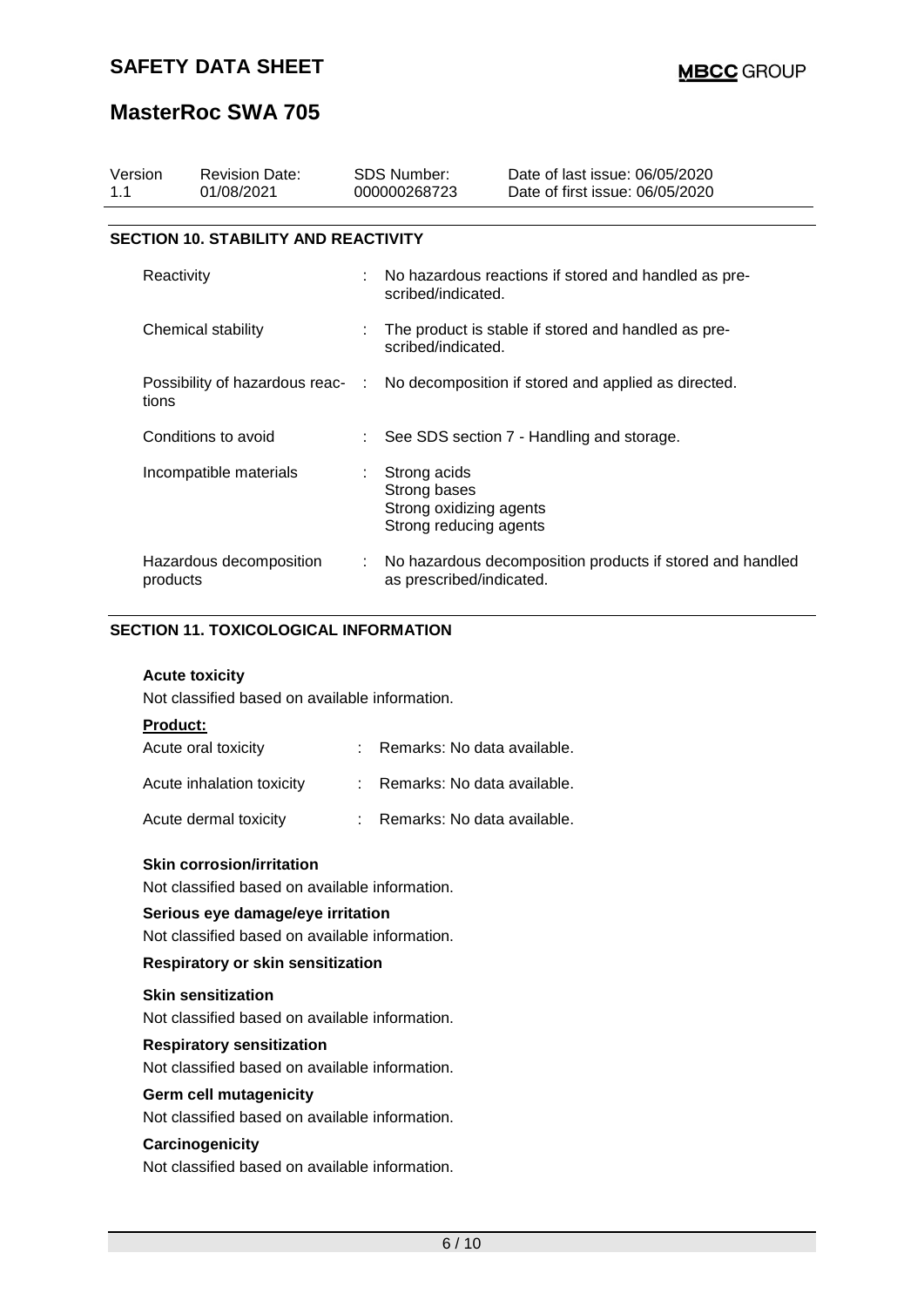| Version | Revision Date: | SDS Number: | Date of last issue: 06/05/2020 |
| --- | --- | --- | --- |
| 1.1 | 01/08/2021 | 000000268723 | Date of first issue: 06/05/2020 |

## SECTION 10. STABILITY AND REACTIVITY

| | | |
| --- | --- | --- |
| Reactivity | : | No hazardous reactions if stored and handled as prescribed/indicated. |
| Chemical stability | : | The product is stable if stored and handled as prescribed/indicated. |
| Possibility of hazardous reactions | : | No decomposition if stored and applied as directed. |
| Conditions to avoid | : | See SDS section 7 - Handling and storage. |
| Incompatible materials | : | Strong acids<br>Strong bases<br>Strong oxidizing agents<br>Strong reducing agents |
| Hazardous decomposition products | : | No hazardous decomposition products if stored and handled as prescribed/indicated. |

## SECTION 11. TOXICOLOGICAL INFORMATION

### Acute toxicity

Not classified based on available information.

**Product:**

| | | |
| --- | --- | --- |
| Acute oral toxicity | : | Remarks: No data available. |
| Acute inhalation toxicity | : | Remarks: No data available. |
| Acute dermal toxicity | : | Remarks: No data available. |

### Skin corrosion/irritation

Not classified based on available information.

### Serious eye damage/eye irritation

Not classified based on available information.

### Respiratory or skin sensitization

#### Skin sensitization

Not classified based on available information.

#### Respiratory sensitization

Not classified based on available information.

### Germ cell mutagenicity

Not classified based on available information.

### Carcinogenicity

Not classified based on available information.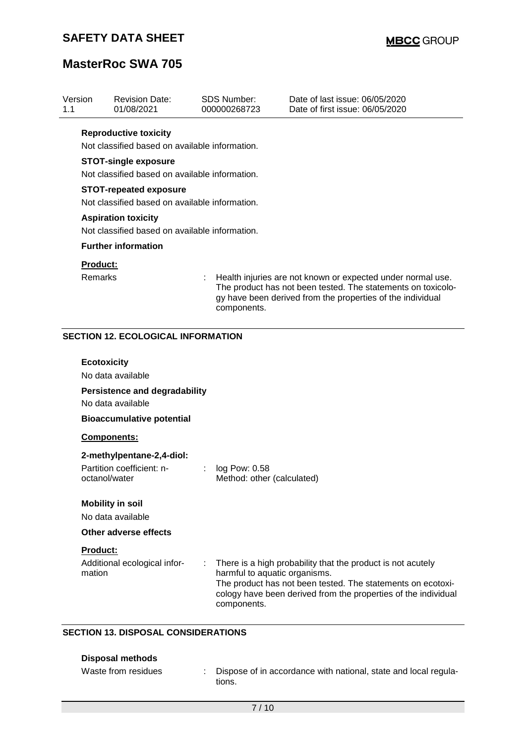**Reproductive toxicity**

Not classified based on available information.

**STOT-single exposure**

Not classified based on available information.

**STOT-repeated exposure**

Not classified based on available information.

**Aspiration toxicity**

Not classified based on available information.

**Further information**

**Product:**

Remarks : Health injuries are not known or expected under normal use. The product has not been tested. The statements on toxicology have been derived from the properties of the individual components.

## SECTION 12. ECOLOGICAL INFORMATION

**Ecotoxicity**

No data available

**Persistence and degradability**

No data available

**Bioaccumulative potential**

**Components:**

**2-methylpentane-2,4-diol:**

Partition coefficient: n-octanol/water : log Pow: 0.58
Method: other (calculated)

**Mobility in soil**

No data available

**Other adverse effects**

**Product:**

Additional ecological information : There is a high probability that the product is not acutely harmful to aquatic organisms.
The product has not been tested. The statements on ecotoxicology have been derived from the properties of the individual components.

## SECTION 13. DISPOSAL CONSIDERATIONS

**Disposal methods**

Waste from residues : Dispose of in accordance with national, state and local regulations.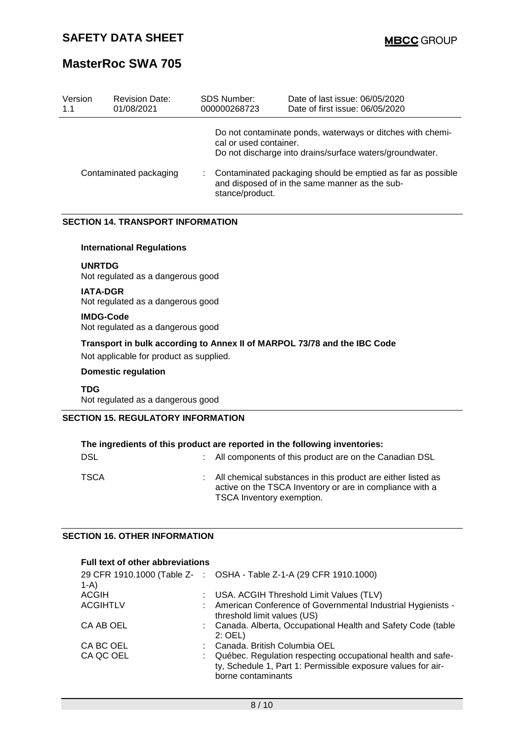| Version | Revision Date: | SDS Number: | Date of last issue: 06/05/2020 |
|---|---|---|---|
| 1.1 | 01/08/2021 | 000000268723 | Date of first issue: 06/05/2020 |

Do not contaminate ponds, waterways or ditches with chemical or used container.
Do not discharge into drains/surface waters/groundwater.

Contaminated packaging : Contaminated packaging should be emptied as far as possible and disposed of in the same manner as the substance/product.

## SECTION 14. TRANSPORT INFORMATION

**International Regulations**

**UNRTDG**
Not regulated as a dangerous good

**IATA-DGR**
Not regulated as a dangerous good

**IMDG-Code**
Not regulated as a dangerous good

**Transport in bulk according to Annex II of MARPOL 73/78 and the IBC Code**
Not applicable for product as supplied.

**Domestic regulation**

**TDG**
Not regulated as a dangerous good

## SECTION 15. REGULATORY INFORMATION

**The ingredients of this product are reported in the following inventories:**

| | |
|---|---|
| DSL | : All components of this product are on the Canadian DSL |
| TSCA | : All chemical substances in this product are either listed as active on the TSCA Inventory or are in compliance with a TSCA Inventory exemption. |

## SECTION 16. OTHER INFORMATION

**Full text of other abbreviations**

| | |
|---|---|
| 29 CFR 1910.1000 (Table Z-1-A) | : OSHA - Table Z-1-A (29 CFR 1910.1000) |
| ACGIH | : USA. ACGIH Threshold Limit Values (TLV) |
| ACGIHTLV | : American Conference of Governmental Industrial Hygienists - threshold limit values (US) |
| CA AB OEL | : Canada. Alberta, Occupational Health and Safety Code (table 2: OEL) |
| CA BC OEL | : Canada. British Columbia OEL |
| CA QC OEL | : Québec. Regulation respecting occupational health and safety, Schedule 1, Part 1: Permissible exposure values for airborne contaminants |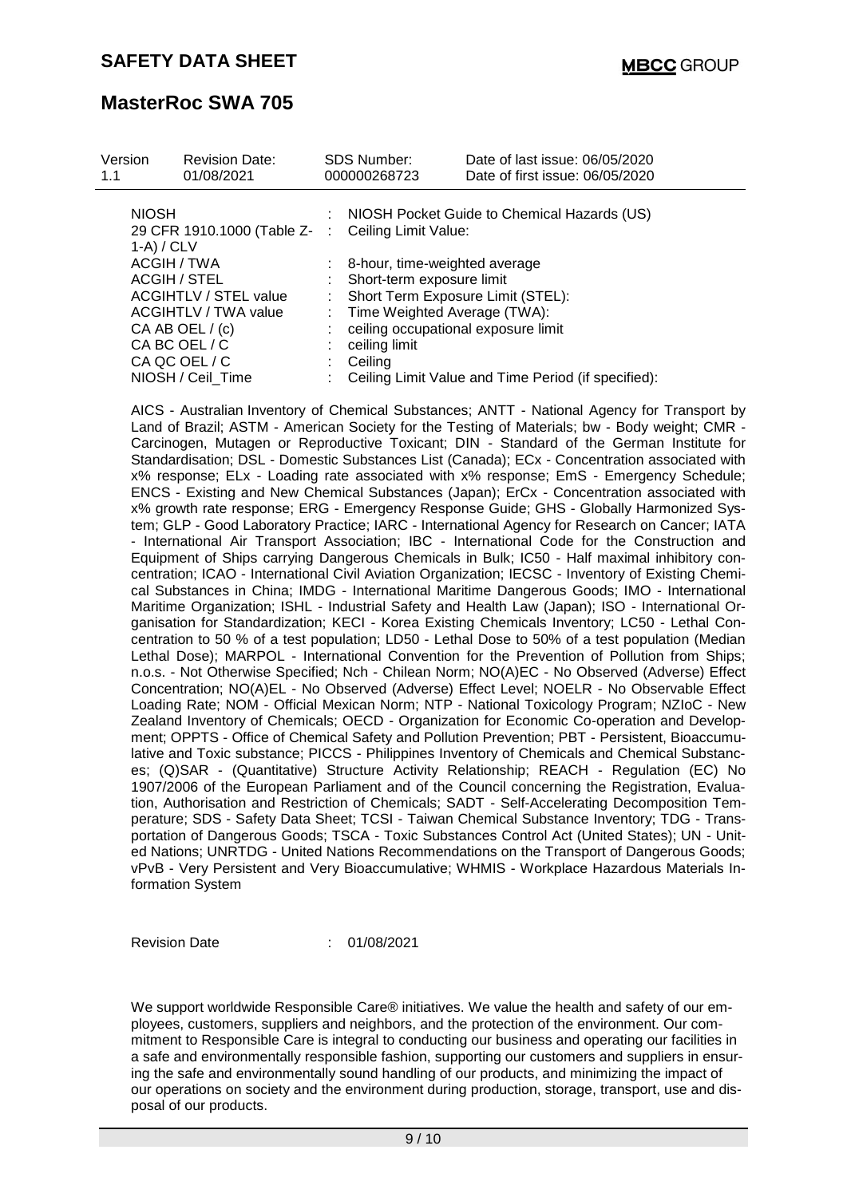| | | |
|---|---|---|
| NIOSH | : | NIOSH Pocket Guide to Chemical Hazards (US) |
| 29 CFR 1910.1000 (Table Z-1-A) / CLV | : | Ceiling Limit Value: |
| ACGIH / TWA | : | 8-hour, time-weighted average |
| ACGIH / STEL | : | Short-term exposure limit |
| ACGIHTLV / STEL value | : | Short Term Exposure Limit (STEL): |
| ACGIHTLV / TWA value | : | Time Weighted Average (TWA): |
| CA AB OEL / (c) | : | ceiling occupational exposure limit |
| CA BC OEL / C | : | ceiling limit |
| CA QC OEL / C | : | Ceiling |
| NIOSH / Ceil_Time | : | Ceiling Limit Value and Time Period (if specified): |

AICS - Australian Inventory of Chemical Substances; ANTT - National Agency for Transport by Land of Brazil; ASTM - American Society for the Testing of Materials; bw - Body weight; CMR - Carcinogen, Mutagen or Reproductive Toxicant; DIN - Standard of the German Institute for Standardisation; DSL - Domestic Substances List (Canada); ECx - Concentration associated with x% response; ELx - Loading rate associated with x% response; EmS - Emergency Schedule; ENCS - Existing and New Chemical Substances (Japan); ErCx - Concentration associated with x% growth rate response; ERG - Emergency Response Guide; GHS - Globally Harmonized System; GLP - Good Laboratory Practice; IARC - International Agency for Research on Cancer; IATA - International Air Transport Association; IBC - International Code for the Construction and Equipment of Ships carrying Dangerous Chemicals in Bulk; IC50 - Half maximal inhibitory concentration; ICAO - International Civil Aviation Organization; IECSC - Inventory of Existing Chemical Substances in China; IMDG - International Maritime Dangerous Goods; IMO - International Maritime Organization; ISHL - Industrial Safety and Health Law (Japan); ISO - International Organisation for Standardization; KECI - Korea Existing Chemicals Inventory; LC50 - Lethal Concentration to 50 % of a test population; LD50 - Lethal Dose to 50% of a test population (Median Lethal Dose); MARPOL - International Convention for the Prevention of Pollution from Ships; n.o.s. - Not Otherwise Specified; Nch - Chilean Norm; NO(A)EC - No Observed (Adverse) Effect Concentration; NO(A)EL - No Observed (Adverse) Effect Level; NOELR - No Observable Effect Loading Rate; NOM - Official Mexican Norm; NTP - National Toxicology Program; NZIoC - New Zealand Inventory of Chemicals; OECD - Organization for Economic Co-operation and Development; OPPTS - Office of Chemical Safety and Pollution Prevention; PBT - Persistent, Bioaccumulative and Toxic substance; PICCS - Philippines Inventory of Chemicals and Chemical Substances; (Q)SAR - (Quantitative) Structure Activity Relationship; REACH - Regulation (EC) No 1907/2006 of the European Parliament and of the Council concerning the Registration, Evaluation, Authorisation and Restriction of Chemicals; SADT - Self-Accelerating Decomposition Temperature; SDS - Safety Data Sheet; TCSI - Taiwan Chemical Substance Inventory; TDG - Transportation of Dangerous Goods; TSCA - Toxic Substances Control Act (United States); UN - United Nations; UNRTDG - United Nations Recommendations on the Transport of Dangerous Goods; vPvB - Very Persistent and Very Bioaccumulative; WHMIS - Workplace Hazardous Materials Information System

Revision Date : 01/08/2021

We support worldwide Responsible Care® initiatives. We value the health and safety of our employees, customers, suppliers and neighbors, and the protection of the environment. Our commitment to Responsible Care is integral to conducting our business and operating our facilities in a safe and environmentally responsible fashion, supporting our customers and suppliers in ensuring the safe and environmentally sound handling of our products, and minimizing the impact of our operations on society and the environment during production, storage, transport, use and disposal of our products.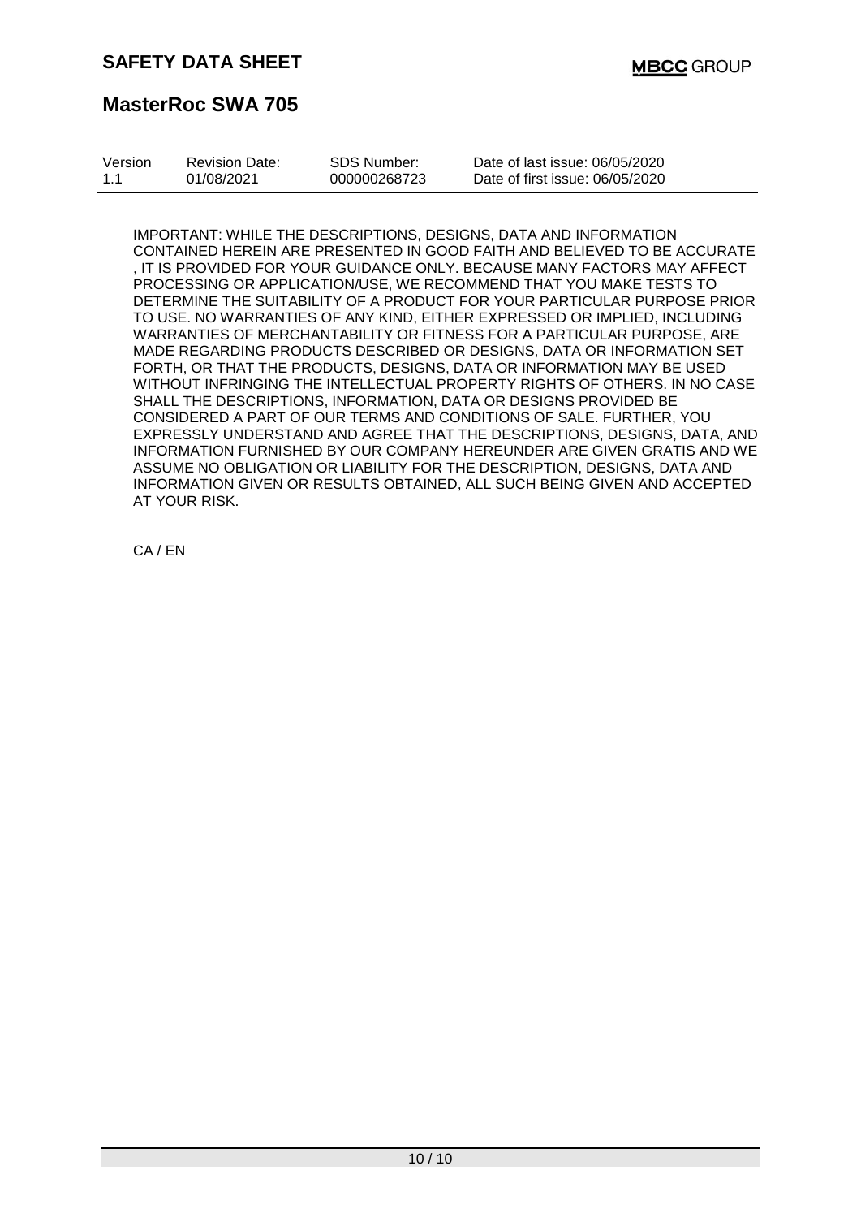IMPORTANT: WHILE THE DESCRIPTIONS, DESIGNS, DATA AND INFORMATION CONTAINED HEREIN ARE PRESENTED IN GOOD FAITH AND BELIEVED TO BE ACCURATE , IT IS PROVIDED FOR YOUR GUIDANCE ONLY. BECAUSE MANY FACTORS MAY AFFECT PROCESSING OR APPLICATION/USE, WE RECOMMEND THAT YOU MAKE TESTS TO DETERMINE THE SUITABILITY OF A PRODUCT FOR YOUR PARTICULAR PURPOSE PRIOR TO USE. NO WARRANTIES OF ANY KIND, EITHER EXPRESSED OR IMPLIED, INCLUDING WARRANTIES OF MERCHANTABILITY OR FITNESS FOR A PARTICULAR PURPOSE, ARE MADE REGARDING PRODUCTS DESCRIBED OR DESIGNS, DATA OR INFORMATION SET FORTH, OR THAT THE PRODUCTS, DESIGNS, DATA OR INFORMATION MAY BE USED WITHOUT INFRINGING THE INTELLECTUAL PROPERTY RIGHTS OF OTHERS. IN NO CASE SHALL THE DESCRIPTIONS, INFORMATION, DATA OR DESIGNS PROVIDED BE CONSIDERED A PART OF OUR TERMS AND CONDITIONS OF SALE. FURTHER, YOU EXPRESSLY UNDERSTAND AND AGREE THAT THE DESCRIPTIONS, DESIGNS, DATA, AND INFORMATION FURNISHED BY OUR COMPANY HEREUNDER ARE GIVEN GRATIS AND WE ASSUME NO OBLIGATION OR LIABILITY FOR THE DESCRIPTION, DESIGNS, DATA AND INFORMATION GIVEN OR RESULTS OBTAINED, ALL SUCH BEING GIVEN AND ACCEPTED AT YOUR RISK.

CA / EN